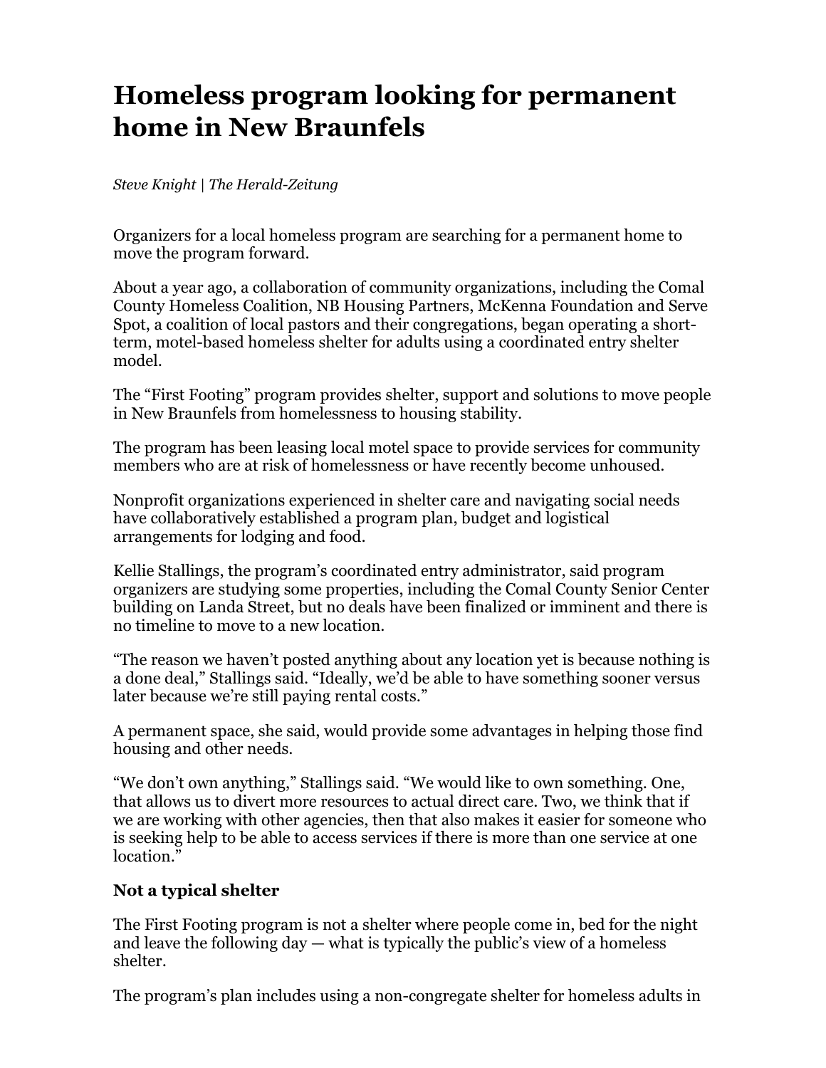# Homeless program looking for permanent home in New Braunfels

*Steve Knight | The Herald-Zeitung*

Organizers for a local homeless program are searching for a permanent home to move the program forward.

About a year ago, a collaboration of community organizations, including the Comal County Homeless Coalition, NB Housing Partners, McKenna Foundation and Serve Spot, a coalition of local pastors and their congregations, began operating a short-term, motel-based homeless shelter for adults using a coordinated entry shelter model.

The "First Footing" program provides shelter, support and solutions to move people in New Braunfels from homelessness to housing stability.

The program has been leasing local motel space to provide services for community members who are at risk of homelessness or have recently become unhoused.

Nonprofit organizations experienced in shelter care and navigating social needs have collaboratively established a program plan, budget and logistical arrangements for lodging and food.

Kellie Stallings, the program's coordinated entry administrator, said program organizers are studying some properties, including the Comal County Senior Center building on Landa Street, but no deals have been finalized or imminent and there is no timeline to move to a new location.

"The reason we haven't posted anything about any location yet is because nothing is a done deal," Stallings said. "Ideally, we'd be able to have something sooner versus later because we're still paying rental costs."

A permanent space, she said, would provide some advantages in helping those find housing and other needs.

"We don't own anything," Stallings said. "We would like to own something. One, that allows us to divert more resources to actual direct care. Two, we think that if we are working with other agencies, then that also makes it easier for someone who is seeking help to be able to access services if there is more than one service at one location."

**Not a typical shelter**

The First Footing program is not a shelter where people come in, bed for the night and leave the following day — what is typically the public's view of a homeless shelter.

The program's plan includes using a non-congregate shelter for homeless adults in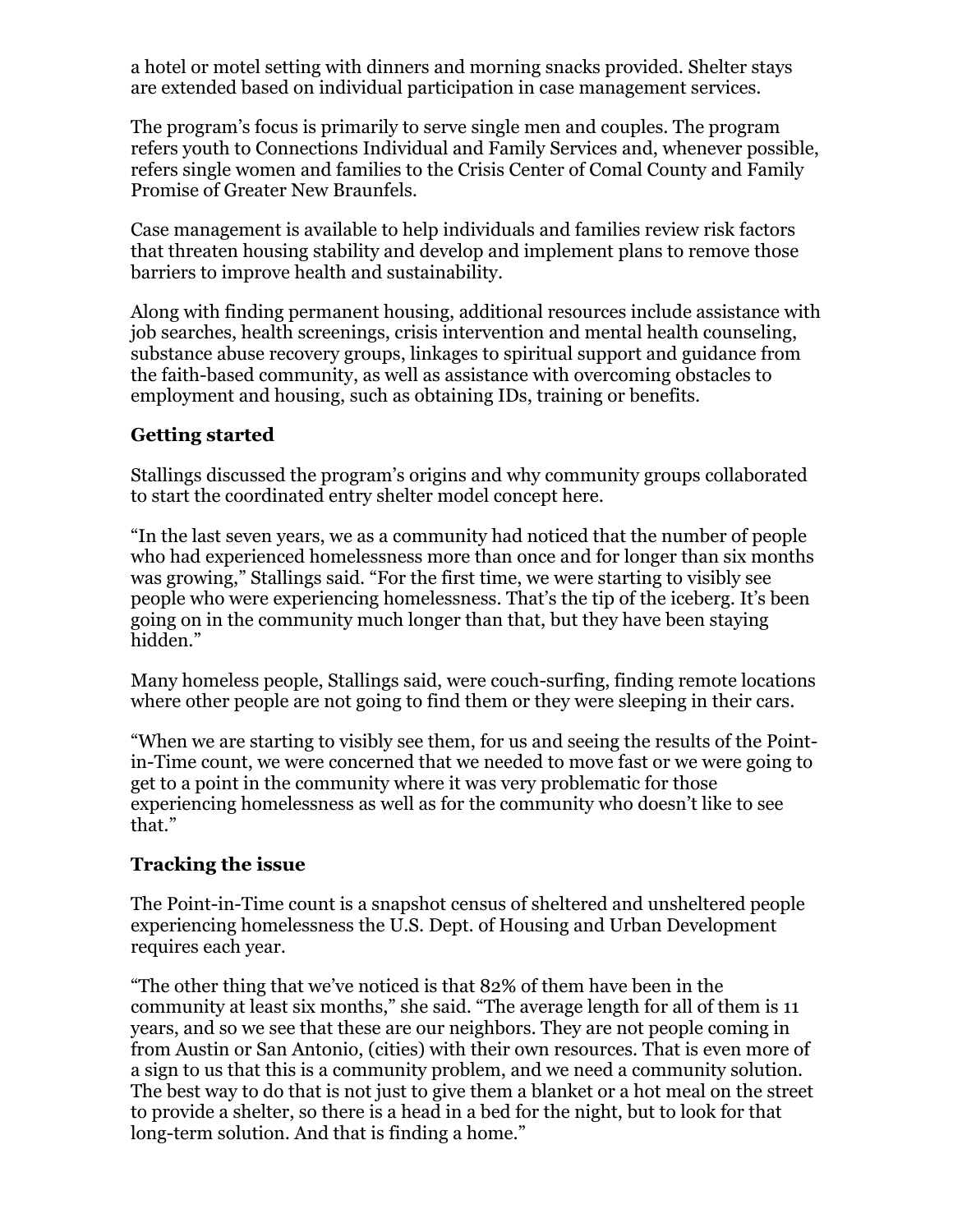a hotel or motel setting with dinners and morning snacks provided. Shelter stays are extended based on individual participation in case management services.

The program's focus is primarily to serve single men and couples. The program refers youth to Connections Individual and Family Services and, whenever possible, refers single women and families to the Crisis Center of Comal County and Family Promise of Greater New Braunfels.

Case management is available to help individuals and families review risk factors that threaten housing stability and develop and implement plans to remove those barriers to improve health and sustainability.

Along with finding permanent housing, additional resources include assistance with job searches, health screenings, crisis intervention and mental health counseling, substance abuse recovery groups, linkages to spiritual support and guidance from the faith-based community, as well as assistance with overcoming obstacles to employment and housing, such as obtaining IDs, training or benefits.

**Getting started**

Stallings discussed the program's origins and why community groups collaborated to start the coordinated entry shelter model concept here.

"In the last seven years, we as a community had noticed that the number of people who had experienced homelessness more than once and for longer than six months was growing," Stallings said. "For the first time, we were starting to visibly see people who were experiencing homelessness. That's the tip of the iceberg. It's been going on in the community much longer than that, but they have been staying hidden."

Many homeless people, Stallings said, were couch-surfing, finding remote locations where other people are not going to find them or they were sleeping in their cars.

"When we are starting to visibly see them, for us and seeing the results of the Point-in-Time count, we were concerned that we needed to move fast or we were going to get to a point in the community where it was very problematic for those experiencing homelessness as well as for the community who doesn't like to see that."

**Tracking the issue**

The Point-in-Time count is a snapshot census of sheltered and unsheltered people experiencing homelessness the U.S. Dept. of Housing and Urban Development requires each year.

"The other thing that we've noticed is that 82% of them have been in the community at least six months," she said. "The average length for all of them is 11 years, and so we see that these are our neighbors. They are not people coming in from Austin or San Antonio, (cities) with their own resources. That is even more of a sign to us that this is a community problem, and we need a community solution. The best way to do that is not just to give them a blanket or a hot meal on the street to provide a shelter, so there is a head in a bed for the night, but to look for that long-term solution. And that is finding a home."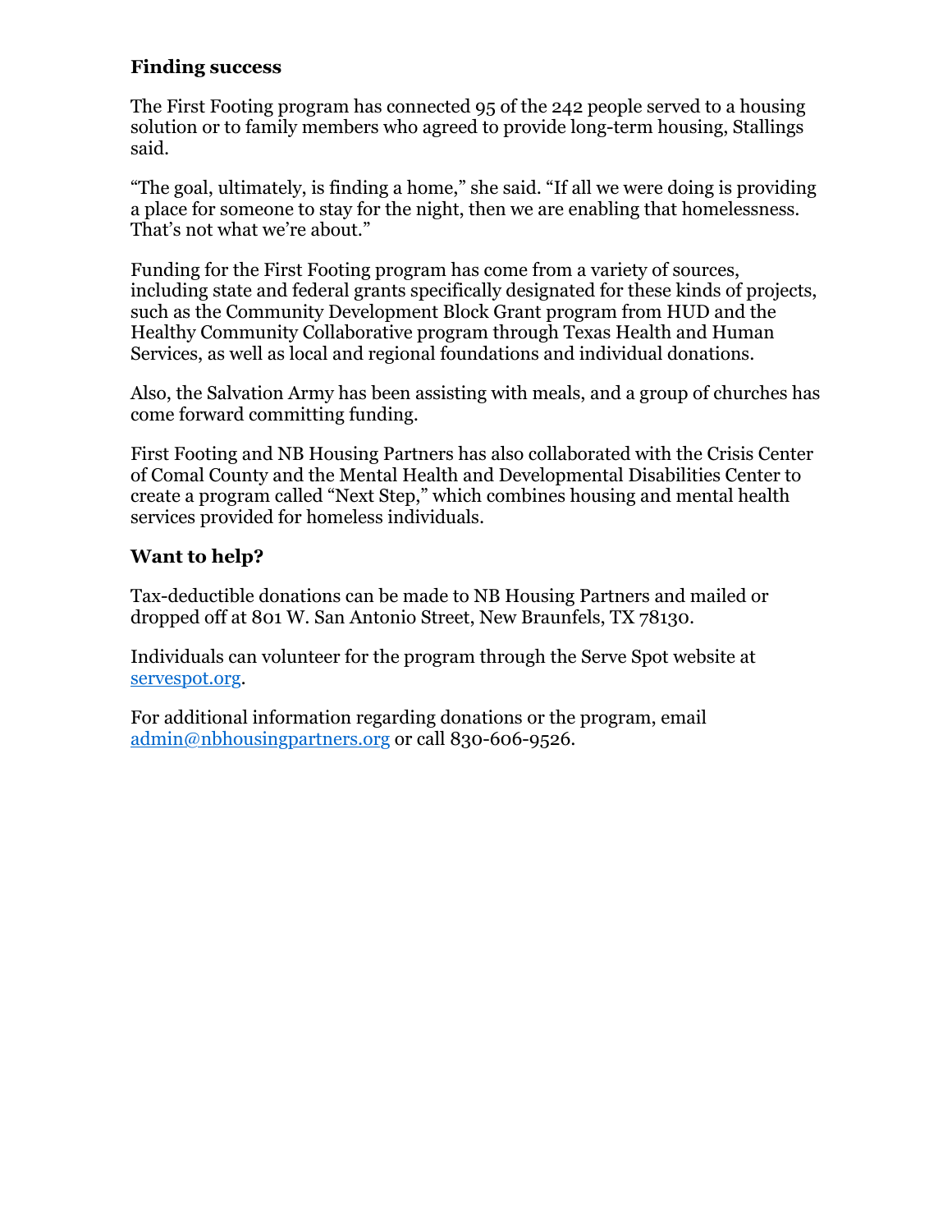### Finding success

The First Footing program has connected 95 of the 242 people served to a housing solution or to family members who agreed to provide long-term housing, Stallings said.

"The goal, ultimately, is finding a home," she said. "If all we were doing is providing a place for someone to stay for the night, then we are enabling that homelessness. That's not what we're about."

Funding for the First Footing program has come from a variety of sources, including state and federal grants specifically designated for these kinds of projects, such as the Community Development Block Grant program from HUD and the Healthy Community Collaborative program through Texas Health and Human Services, as well as local and regional foundations and individual donations.

Also, the Salvation Army has been assisting with meals, and a group of churches has come forward committing funding.

First Footing and NB Housing Partners has also collaborated with the Crisis Center of Comal County and the Mental Health and Developmental Disabilities Center to create a program called "Next Step," which combines housing and mental health services provided for homeless individuals.

### Want to help?

Tax-deductible donations can be made to NB Housing Partners and mailed or dropped off at 801 W. San Antonio Street, New Braunfels, TX 78130.

Individuals can volunteer for the program through the Serve Spot website at [servespot.org](servespot.org).

For additional information regarding donations or the program, email [admin@nbhousingpartners.org](mailto:admin@nbhousingpartners.org) or call 830-606-9526.